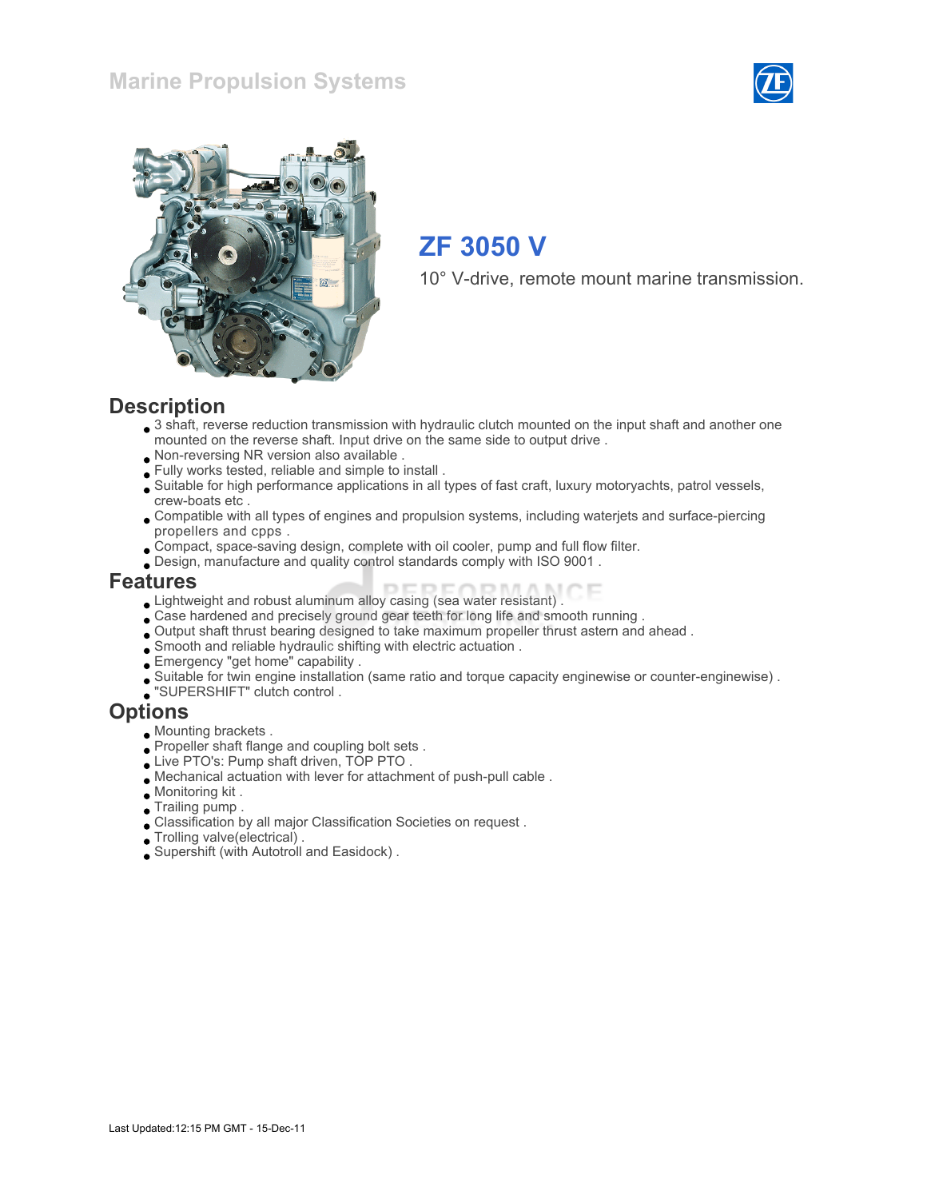Marine Propulsion Systems

# ZF 3050 V

10° V-drive, remote mount marine transmission.

## Description

- 3 shaft, reverse reduction transmission with hydraulic clutch mounted on the input shaft and another one mounted on the reverse shaft. Input drive on the same side to output drive .
- Non-reversing NR version also available .
- Fully works tested, reliable and simple to install .
- Suitable for high performance applications in all types of fast craft, luxury motoryachts, patrol vessels, crew-boats etc .
- Compatible with all types of engines and propulsion systems, including waterjets and surface-piercing propellers and cpps .
- Compact, space-saving design, complete with oil cooler, pump and full flow filter.
- Design, manufacture and quality control standards comply with ISO 9001 .

## Features

- Lightweight and robust aluminum alloy casing (sea water resistant) .
- Case hardened and precisely ground gear teeth for long life and smooth running .
- Output shaft thrust bearing designed to take maximum propeller thrust astern and ahead .
- Smooth and reliable hydraulic shifting with electric actuation .
- Emergency "get home" capability .
- Suitable for twin engine installation (same ratio and torque capacity enginewise or counter-enginewise) .
- "SUPERSHIFT" clutch control .

## Options

- Mounting brackets .
- Propeller shaft flange and coupling bolt sets .
- Live PTO's: Pump shaft driven, TOP PTO .
- Mechanical actuation with lever for attachment of push-pull cable .
- Monitoring kit .
- Trailing pump .
- Classification by all major Classification Societies on request .
- Trolling valve(electrical) .
- Supershift (with Autotroll and Easidock) .

Last Updated:12:15 PM GMT - 15-Dec-11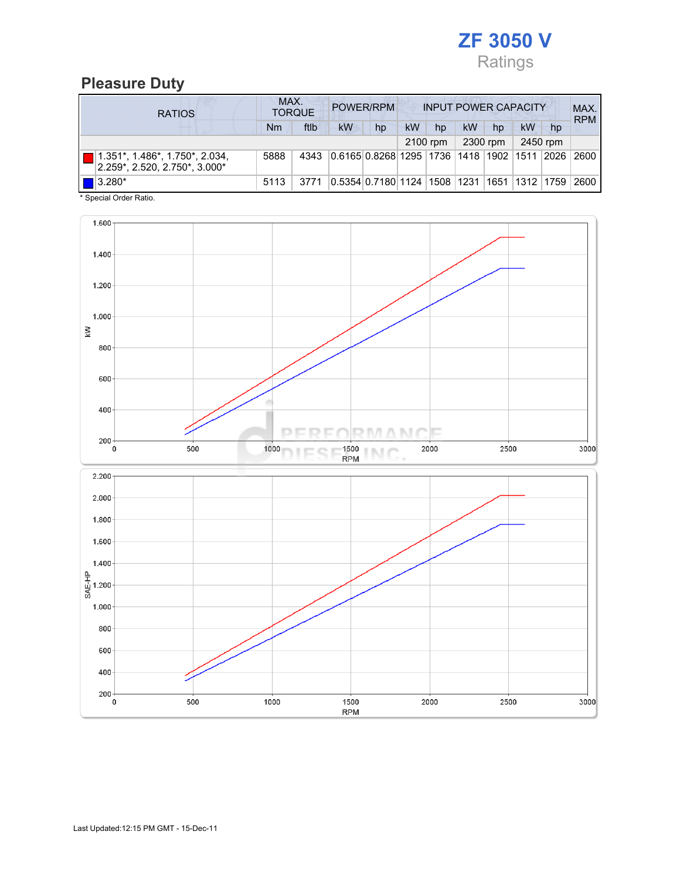# ZF 3050 V

Ratings

## Pleasure Duty

| RATIOS | MAX. TORQUE | | POWER/RPM | | INPUT POWER CAPACITY | | | | | | MAX. RPM |
|---|---|---|---|---|---|---|---|---|---|---|---|
| | Nm | ftlb | kW | hp | kW | hp | kW | hp | kW | hp | |
| | | | | | 2100 rpm | | 2300 rpm | | 2450 rpm | | |
| 1.351*, 1.486*, 1.750*, 2.034, 2.259*, 2.520, 2.750*, 3.000* | 5888 | 4343 | 0.6165 | 0.8268 | 1295 | 1736 | 1418 | 1902 | 1511 | 2026 | 2600 |
| 3.280* | 5113 | 3771 | 0.5354 | 0.7180 | 1124 | 1508 | 1231 | 1651 | 1312 | 1759 | 2600 |

\* Special Order Ratio.

Last Updated:12:15 PM GMT - 15-Dec-11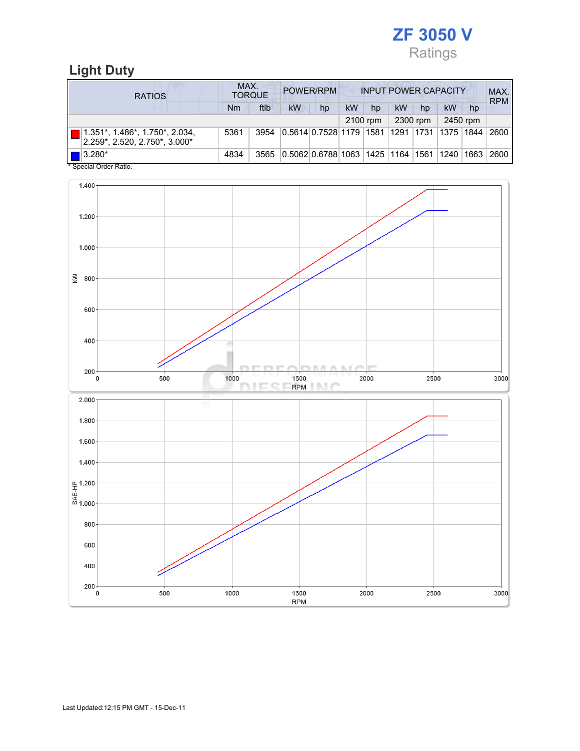# ZF 3050 V

Ratings

## Light Duty

| RATIOS | MAX. TORQUE | | POWER/RPM | | INPUT POWER CAPACITY | | | | | | MAX. RPM |
|---|---|---|---|---|---|---|---|---|---|---|---|
| | Nm | ftlb | kW | hp | kW | hp | kW | hp | kW | hp | |
| | | | | | 2100 rpm | | 2300 rpm | | 2450 rpm | | |
| 1.351*, 1.486*, 1.750*, 2.034, 2.259*, 2.520, 2.750*, 3.000* | 5361 | 3954 | 0.5614 | 0.7528 | 1179 | 1581 | 1291 | 1731 | 1375 | 1844 | 2600 |
| 3.280* | 4834 | 3565 | 0.5062 | 0.6788 | 1063 | 1425 | 1164 | 1561 | 1240 | 1663 | 2600 |

* Special Order Ratio.

Last Updated:12:15 PM GMT - 15-Dec-11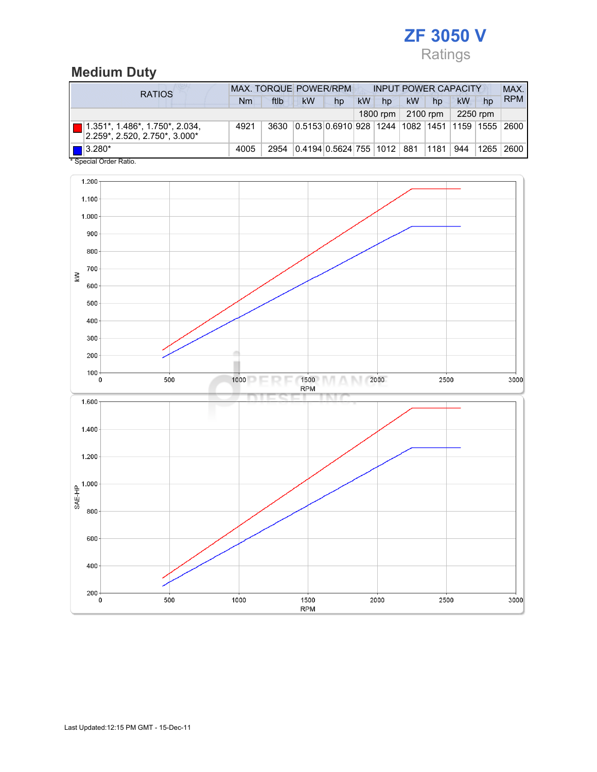# ZF 3050 V

Ratings

## Medium Duty

| RATIOS | MAX. TORQUE | | POWER/RPM | | INPUT POWER CAPACITY | | | | | | MAX. RPM |
|---|---|---|---|---|---|---|---|---|---|---|---|
| | Nm | ftlb | kW | hp | kW | hp | kW | hp | kW | hp | |
| | | | | | 1800 rpm | | 2100 rpm | | 2250 rpm | | |
| 1.351*, 1.486*, 1.750*, 2.034, 2.259*, 2.520, 2.750*, 3.000* | 4921 | 3630 | 0.5153 | 0.6910 | 928 | 1244 | 1082 | 1451 | 1159 | 1555 | 2600 |
| 3.280* | 4005 | 2954 | 0.4194 | 0.5624 | 755 | 1012 | 881 | 1181 | 944 | 1265 | 2600 |

* Special Order Ratio.

Last Updated:12:15 PM GMT - 15-Dec-11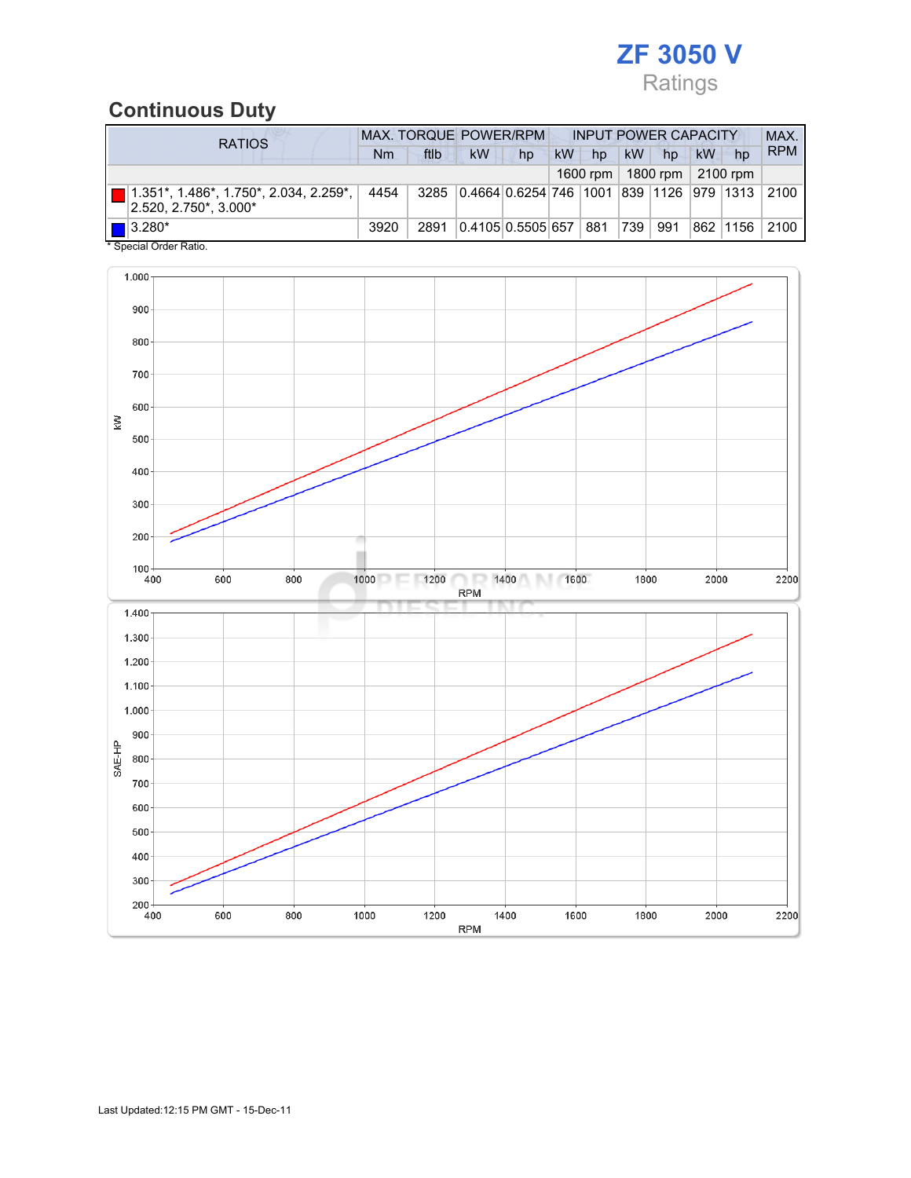# ZF 3050 V

Ratings

## Continuous Duty

| RATIOS | MAX. TORQUE | | POWER/RPM | | INPUT POWER CAPACITY | | | | | | MAX. RPM |
|---|---|---|---|---|---|---|---|---|---|---|---|
| | Nm | ftlb | kW | hp | kW | hp | kW | hp | kW | hp | |
| | | | | | 1600 rpm | | 1800 rpm | | 2100 rpm | | |
| 1.351*, 1.486*, 1.750*, 2.034, 2.259*, 2.520, 2.750*, 3.000* | 4454 | 3285 | 0.4664 | 0.6254 | 746 | 1001 | 839 | 1126 | 979 | 1313 | 2100 |
| 3.280* | 3920 | 2891 | 0.4105 | 0.5505 | 657 | 881 | 739 | 991 | 862 | 1156 | 2100 |

\* Special Order Ratio.

Last Updated:12:15 PM GMT - 15-Dec-11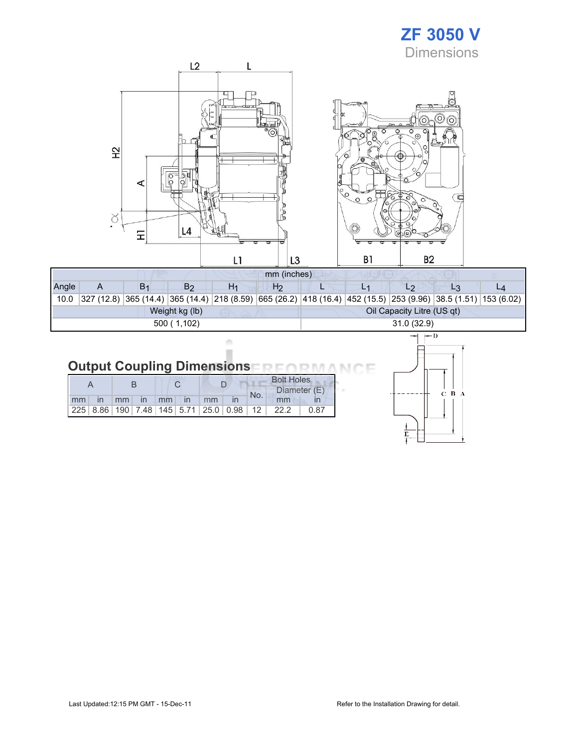# ZF 3050 V

Dimensions

| mm (inches) | | | | | | | | | | |
|---|---|---|---|---|---|---|---|---|---|---|
| Angle | A | $B_1$ | $B_2$ | $H_1$ | $H_2$ | L | $L_1$ | $L_2$ | $L_3$ | $L_4$ |
| 10.0 | 327 (12.8) | 365 (14.4) | 365 (14.4) | 218 (8.59) | 665 (26.2) | 418 (16.4) | 452 (15.5) | 253 (9.96) | 38.5 (1.51) | 153 (6.02) |

| Weight kg (lb) | Oil Capacity Litre (US qt) |
|---|---|
| 500 ( 1,102) | 31.0 (32.9) |

## Output Coupling Dimensions

| A | | B | | C | | D | | Bolt Holes | | |
|---|---|---|---|---|---|---|---|---|---|---|
| | | | | | | | | No. | Diameter (E) | |
| mm | in | mm | in | mm | in | mm | in | | mm | in |
| 225 | 8.86 | 190 | 7.48 | 145 | 5.71 | 25.0 | 0.98 | 12 | 22.2 | 0.87 |

Last Updated:12:15 PM GMT - 15-Dec-11

Refer to the Installation Drawing for detail.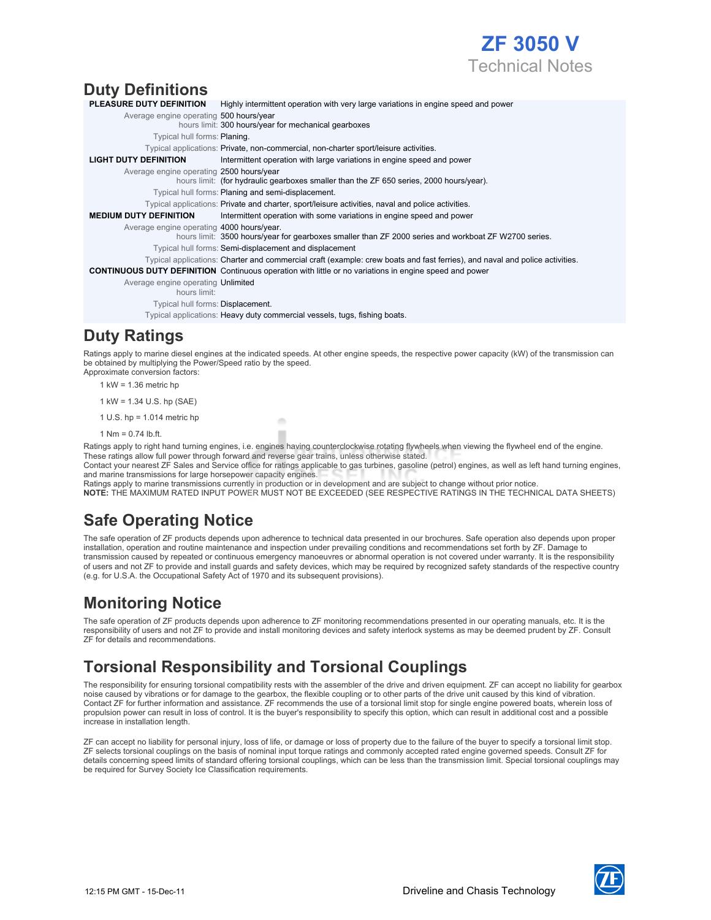# ZF 3050 V
## Technical Notes

## Duty Definitions

| | |
|---|---|
| **PLEASURE DUTY DEFINITION** | Highly intermittent operation with very large variations in engine speed and power |
| Average engine operating hours limit: | 500 hours/year<br>300 hours/year for mechanical gearboxes |
| Typical hull forms: | Planing. |
| Typical applications: | Private, non-commercial, non-charter sport/leisure activities. |
| **LIGHT DUTY DEFINITION** | Intermittent operation with large variations in engine speed and power |
| Average engine operating hours limit: | 2500 hours/year<br>(for hydraulic gearboxes smaller than the ZF 650 series, 2000 hours/year). |
| Typical hull forms: | Planing and semi-displacement. |
| Typical applications: | Private and charter, sport/leisure activities, naval and police activities. |
| **MEDIUM DUTY DEFINITION** | Intermittent operation with some variations in engine speed and power |
| Average engine operating hours limit: | 4000 hours/year.<br>3500 hours/year for gearboxes smaller than ZF 2000 series and workboat ZF W2700 series. |
| Typical hull forms: | Semi-displacement and displacement |
| Typical applications: | Charter and commercial craft (example: crew boats and fast ferries), and naval and police activities. |
| **CONTINUOUS DUTY DEFINITION** | Continuous operation with little or no variations in engine speed and power |
| Average engine operating hours limit: | Unlimited |
| Typical hull forms: | Displacement. |
| Typical applications: | Heavy duty commercial vessels, tugs, fishing boats. |

## Duty Ratings

Ratings apply to marine diesel engines at the indicated speeds. At other engine speeds, the respective power capacity (kW) of the transmission can be obtained by multiplying the Power/Speed ratio by the speed.
Approximate conversion factors:

1 kW = 1.36 metric hp

1 kW = 1.34 U.S. hp (SAE)

1 U.S. hp = 1.014 metric hp

1 Nm = 0.74 lb.ft.

Ratings apply to right hand turning engines, i.e. engines having counterclockwise rotating flywheels when viewing the flywheel end of the engine. These ratings allow full power through forward and reverse gear trains, unless otherwise stated.
Contact your nearest ZF Sales and Service office for ratings applicable to gas turbines, gasoline (petrol) engines, as well as left hand turning engines, and marine transmissions for large horsepower capacity engines.
Ratings apply to marine transmissions currently in production or in development and are subject to change without prior notice.
**NOTE:** THE MAXIMUM RATED INPUT POWER MUST NOT BE EXCEEDED (SEE RESPECTIVE RATINGS IN THE TECHNICAL DATA SHEETS)

## Safe Operating Notice

The safe operation of ZF products depends upon adherence to technical data presented in our brochures. Safe operation also depends upon proper installation, operation and routine maintenance and inspection under prevailing conditions and recommendations set forth by ZF. Damage to transmission caused by repeated or continuous emergency manoeuvres or abnormal operation is not covered under warranty. It is the responsibility of users and not ZF to provide and install guards and safety devices, which may be required by recognized safety standards of the respective country (e.g. for U.S.A. the Occupational Safety Act of 1970 and its subsequent provisions).

## Monitoring Notice

The safe operation of ZF products depends upon adherence to ZF monitoring recommendations presented in our operating manuals, etc. It is the responsibility of users and not ZF to provide and install monitoring devices and safety interlock systems as may be deemed prudent by ZF. Consult ZF for details and recommendations.

## Torsional Responsibility and Torsional Couplings

The responsibility for ensuring torsional compatibility rests with the assembler of the drive and driven equipment. ZF can accept no liability for gearbox noise caused by vibrations or for damage to the gearbox, the flexible coupling or to other parts of the drive unit caused by this kind of vibration. Contact ZF for further information and assistance. ZF recommends the use of a torsional limit stop for single engine powered boats, wherein loss of propulsion power can result in loss of control. It is the buyer's responsibility to specify this option, which can result in additional cost and a possible increase in installation length.

ZF can accept no liability for personal injury, loss of life, or damage or loss of property due to the failure of the buyer to specify a torsional limit stop. ZF selects torsional couplings on the basis of nominal input torque ratings and commonly accepted rated engine governed speeds. Consult ZF for details concerning speed limits of standard offering torsional couplings, which can be less than the transmission limit. Special torsional couplings may be required for Survey Society Ice Classification requirements.

12:15 PM GMT - 15-Dec-11

Driveline and Chasis Technology